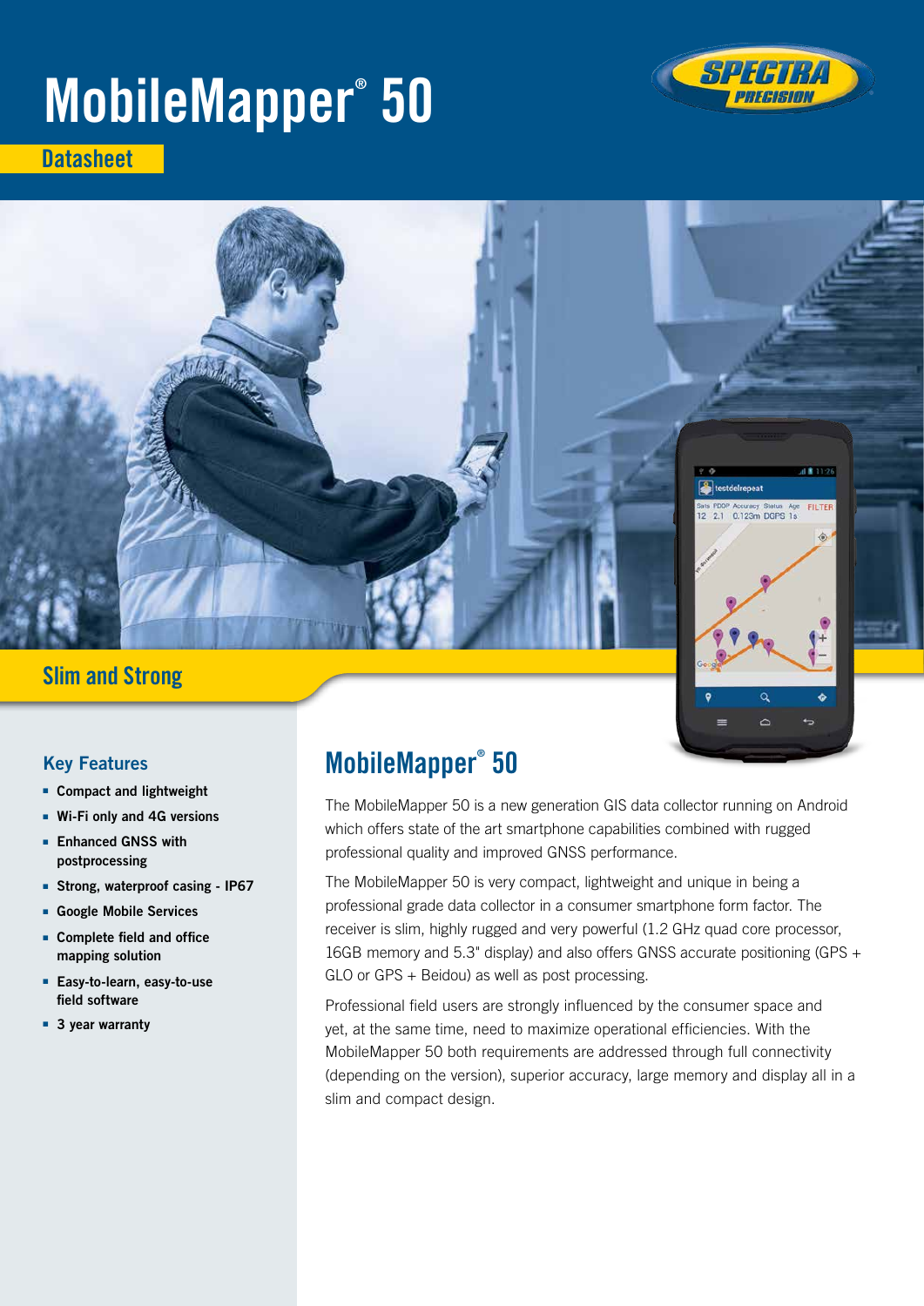# MobileMapper® 50

Datasheet

## Slim and Strong

### Key Features

- **Compact and lightweight**
- **Wi-Fi only and 4G versions**
- **Enhanced GNSS with postprocessing**
- **Strong, waterproof casing - IP67**
- **Google Mobile Services**
- **Complete field and office mapping solution**
- **Easy-to-learn, easy-to-use field software**
- **3 year warranty**

## MobileMapper® 50

The MobileMapper 50 is a new generation GIS data collector running on Android which offers state of the art smartphone capabilities combined with rugged professional quality and improved GNSS performance.

The MobileMapper 50 is very compact, lightweight and unique in being a professional grade data collector in a consumer smartphone form factor. The receiver is slim, highly rugged and very powerful (1.2 GHz quad core processor, 16GB memory and 5.3" display) and also offers GNSS accurate positioning (GPS + GLO or GPS + Beidou) as well as post processing.

Professional field users are strongly influenced by the consumer space and yet, at the same time, need to maximize operational efficiencies. With the MobileMapper 50 both requirements are addressed through full connectivity (depending on the version), superior accuracy, large memory and display all in a slim and compact design.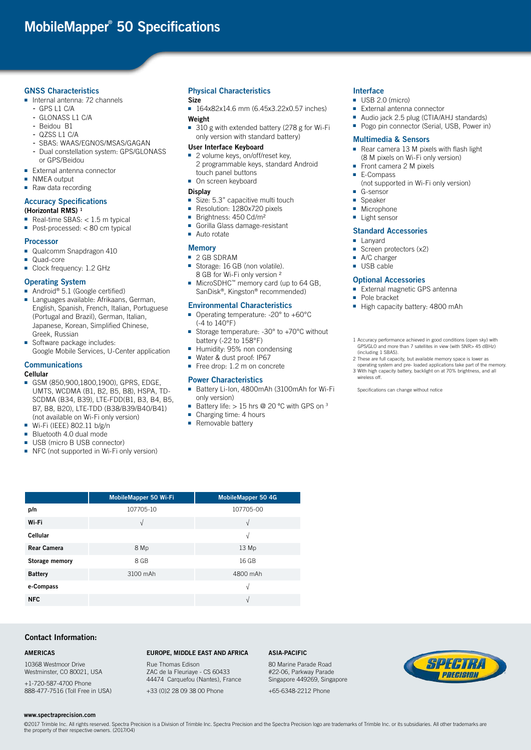# MobileMapper® 50 Specifications

## GNSS Characteristics

- Internal antenna: 72 channels
  - GPS L1 C/A
  - GLONASS L1 C/A
  - Beidou B1
  - QZSS L1 C/A
  - SBAS: WAAS/EGNOS/MSAS/GAGAN
  - Dual constellation system: GPS/GLONASS or GPS/Beidou
- External antenna connector
- NMEA output
- Raw data recording

## Accuracy Specifications

**(Horizontal RMS)** [1]

- Real-time SBAS: < 1.5 m typical
- Post-processed: < 80 cm typical

## Processor

- Qualcomm Snapdragon 410
- Quad-core
- Clock frequency: 1.2 GHz

## Operating System

- Android® 5.1 (Google certified)
- Languages available: Afrikaans, German, English, Spanish, French, Italian, Portuguese (Portugal and Brazil), German, Italian, Japanese, Korean, Simplified Chinese, Greek, Russian
- Software package includes: Google Mobile Services, U-Center application

## Communications

**Cellular**

- GSM (850,900,1800,1900), GPRS, EDGE, UMTS, WCDMA (B1, B2, B5, B8), HSPA, TD-SCDMA (B34, B39), LTE-FDD(B1, B3, B4, B5, B7, B8, B20), LTE-TDD (B38/B39/B40/B41) (not available on Wi-Fi only version)
- Wi-Fi (IEEE) 802.11 b/g/n
- Bluetooth 4.0 dual mode
- USB (micro B USB connector)
- NFC (not supported in Wi-Fi only version)

## Physical Characteristics

**Size**

- 164x82x14.6 mm (6.45x3.22x0.57 inches)

**Weight**

- 310 g with extended battery (278 g for Wi-Fi only version with standard battery)

**User Interface Keyboard**

- 2 volume keys, on/off/reset key, 2 programmable keys, standard Android touch panel buttons
- On screen keyboard

**Display**

- Size: 5.3" capacitive multi touch
- Resolution: 1280x720 pixels
- Brightness: 450 Cd/m²
- Gorilla Glass damage-resistant
- Auto rotate

## Memory

- 2 GB SDRAM
- Storage: 16 GB (non volatile). 8 GB for Wi-Fi only version [2]
- MicroSDHC™ memory card (up to 64 GB, SanDisk®, Kingston® recommended)

## Environmental Characteristics

- Operating temperature: -20° to +60°C (-4 to 140°F)
- Storage temperature: -30° to +70°C without battery (-22 to 158°F)
- Humidity: 95% non condensing
- Water & dust proof: IP67
- Free drop: 1.2 m on concrete

## Power Characteristics

- Battery Li-Ion, 4800mAh (3100mAh for Wi-Fi only version)
- Battery life: > 15 hrs @ 20 °C with GPS on [3]
- Charging time: 4 hours
- Removable battery

## Interface

- USB 2.0 (micro)
- External antenna connector
- Audio jack 2.5 plug (CTIA/AHJ standards)
- Pogo pin connector (Serial, USB, Power in)

## Multimedia & Sensors

- Rear camera 13 M pixels with flash light (8 M pixels on Wi-Fi only version)
- Front camera 2 M pixels
- E-Compass (not supported in Wi-Fi only version)
- G-sensor
- Speaker
- Microphone
- Light sensor

## Standard Accessories

- Lanyard
- Screen protectors (x2)
- A/C charger
- USB cable

## Optional Accessories

- External magnetic GPS antenna
- Pole bracket
- High capacity battery: 4800 mAh

1 Accuracy performance achieved in good conditions (open sky) with GPS/GLO and more than 7 satellites in view (with SNR> 45 dBHz) (including 1 SBAS).
2 These are full capacity, but available memory space is lower as operating system and pre- loaded applications take part of the memory.
3 With high capacity battery, backlight on at 70% brightness, and all wireless off.

Specifications can change without notice

| | MobileMapper 50 Wi-Fi | MobileMapper 50 4G |
|---|---|---|
| p/n | 107705-10 | 107705-00 |
| Wi-Fi | √ | √ |
| Cellular | | √ |
| Rear Camera | 8 Mp | 13 Mp |
| Storage memory | 8 GB | 16 GB |
| Battery | 3100 mAh | 4800 mAh |
| e-Compass | | √ |
| NFC | | √ |

## Contact Information:

**AMERICAS**

10368 Westmoor Drive
Westminster, CO 80021, USA

+1-720-587-4700 Phone
888-477-7516 (Toll Free in USA)

**EUROPE, MIDDLE EAST AND AFRICA**

Rue Thomas Edison
ZAC de la Fleuriaye - CS 60433
44474 Carquefou (Nantes), France

+33 (0)2 28 09 38 00 Phone

**ASIA-PACIFIC**

80 Marine Parade Road
#22-06, Parkway Parade
Singapore 449269, Singapore

+65-6348-2212 Phone

SPECTRA PRECISION

**www.spectraprecision.com**

©2017 Trimble Inc. All rights reserved. Spectra Precision is a Division of Trimble Inc. Spectra Precision and the Spectra Precision logo are trademarks of Trimble Inc. or its subsidiaries. All other trademarks are the property of their respective owners. (2017/04)